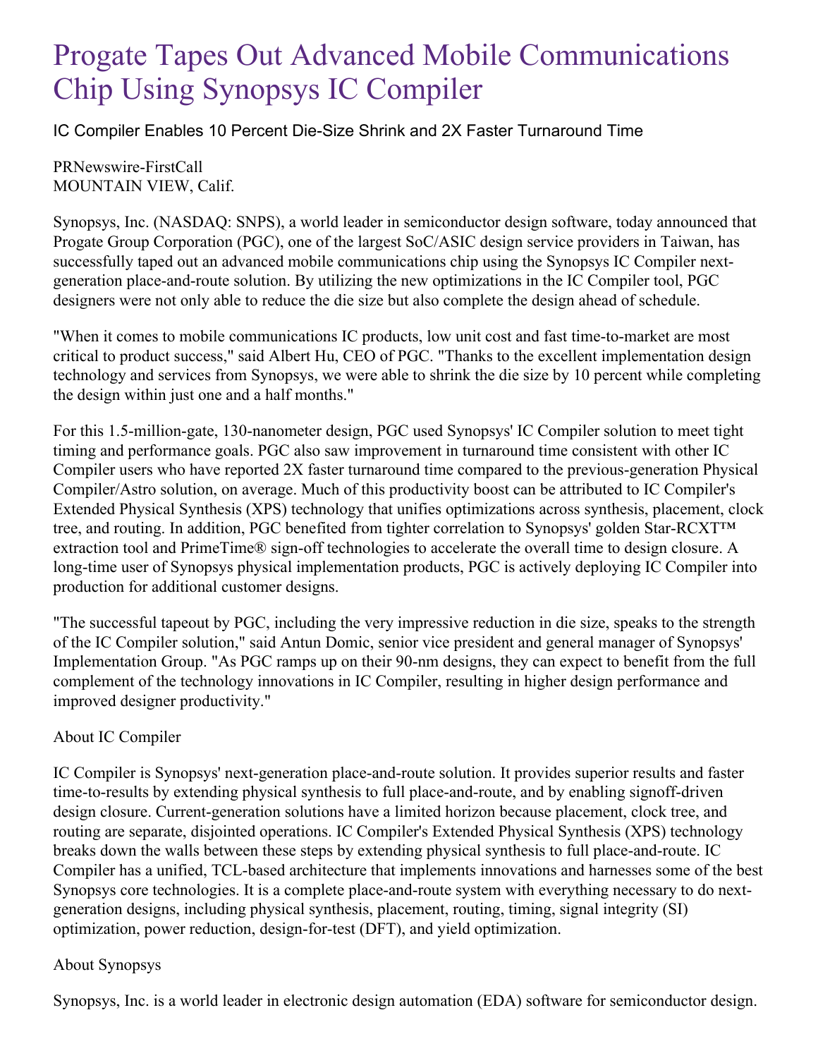# Progate Tapes Out Advanced Mobile Communications Chip Using Synopsys IC Compiler

## IC Compiler Enables 10 Percent Die-Size Shrink and 2X Faster Turnaround Time

PRNewswire-FirstCall
MOUNTAIN VIEW, Calif.

Synopsys, Inc. (NASDAQ: SNPS), a world leader in semiconductor design software, today announced that Progate Group Corporation (PGC), one of the largest SoC/ASIC design service providers in Taiwan, has successfully taped out an advanced mobile communications chip using the Synopsys IC Compiler next-generation place-and-route solution. By utilizing the new optimizations in the IC Compiler tool, PGC designers were not only able to reduce the die size but also complete the design ahead of schedule.

"When it comes to mobile communications IC products, low unit cost and fast time-to-market are most critical to product success," said Albert Hu, CEO of PGC. "Thanks to the excellent implementation design technology and services from Synopsys, we were able to shrink the die size by 10 percent while completing the design within just one and a half months."

For this 1.5-million-gate, 130-nanometer design, PGC used Synopsys' IC Compiler solution to meet tight timing and performance goals. PGC also saw improvement in turnaround time consistent with other IC Compiler users who have reported 2X faster turnaround time compared to the previous-generation Physical Compiler/Astro solution, on average. Much of this productivity boost can be attributed to IC Compiler's Extended Physical Synthesis (XPS) technology that unifies optimizations across synthesis, placement, clock tree, and routing. In addition, PGC benefited from tighter correlation to Synopsys' golden Star-RCXT™ extraction tool and PrimeTime® sign-off technologies to accelerate the overall time to design closure. A long-time user of Synopsys physical implementation products, PGC is actively deploying IC Compiler into production for additional customer designs.

"The successful tapeout by PGC, including the very impressive reduction in die size, speaks to the strength of the IC Compiler solution," said Antun Domic, senior vice president and general manager of Synopsys' Implementation Group. "As PGC ramps up on their 90-nm designs, they can expect to benefit from the full complement of the technology innovations in IC Compiler, resulting in higher design performance and improved designer productivity."

About IC Compiler

IC Compiler is Synopsys' next-generation place-and-route solution. It provides superior results and faster time-to-results by extending physical synthesis to full place-and-route, and by enabling signoff-driven design closure. Current-generation solutions have a limited horizon because placement, clock tree, and routing are separate, disjointed operations. IC Compiler's Extended Physical Synthesis (XPS) technology breaks down the walls between these steps by extending physical synthesis to full place-and-route. IC Compiler has a unified, TCL-based architecture that implements innovations and harnesses some of the best Synopsys core technologies. It is a complete place-and-route system with everything necessary to do next-generation designs, including physical synthesis, placement, routing, timing, signal integrity (SI) optimization, power reduction, design-for-test (DFT), and yield optimization.

About Synopsys

Synopsys, Inc. is a world leader in electronic design automation (EDA) software for semiconductor design.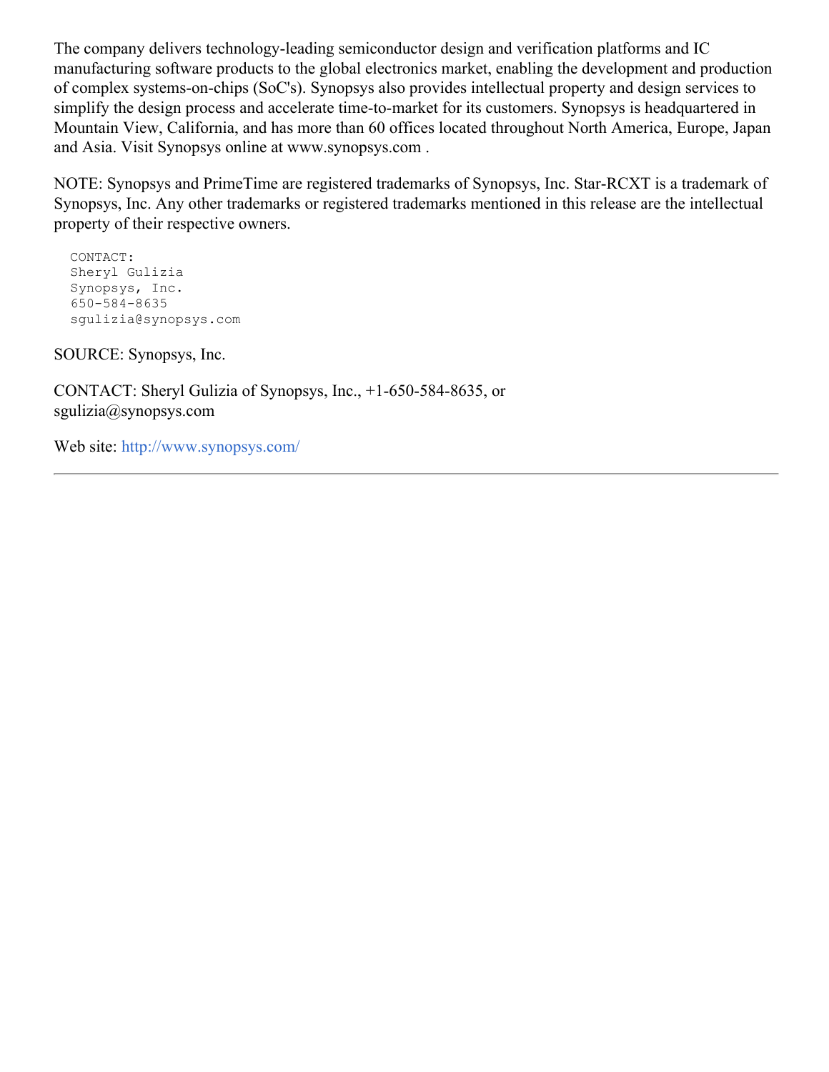The company delivers technology-leading semiconductor design and verification platforms and IC manufacturing software products to the global electronics market, enabling the development and production of complex systems-on-chips (SoC's). Synopsys also provides intellectual property and design services to simplify the design process and accelerate time-to-market for its customers. Synopsys is headquartered in Mountain View, California, and has more than 60 offices located throughout North America, Europe, Japan and Asia. Visit Synopsys online at www.synopsys.com .

NOTE: Synopsys and PrimeTime are registered trademarks of Synopsys, Inc. Star-RCXT is a trademark of Synopsys, Inc. Any other trademarks or registered trademarks mentioned in this release are the intellectual property of their respective owners.

```
CONTACT:
Sheryl Gulizia
Synopsys, Inc.
650-584-8635
sgulizia@synopsys.com
```

SOURCE: Synopsys, Inc.

CONTACT: Sheryl Gulizia of Synopsys, Inc., +1-650-584-8635, or sgulizia@synopsys.com

Web site: http://www.synopsys.com/

---